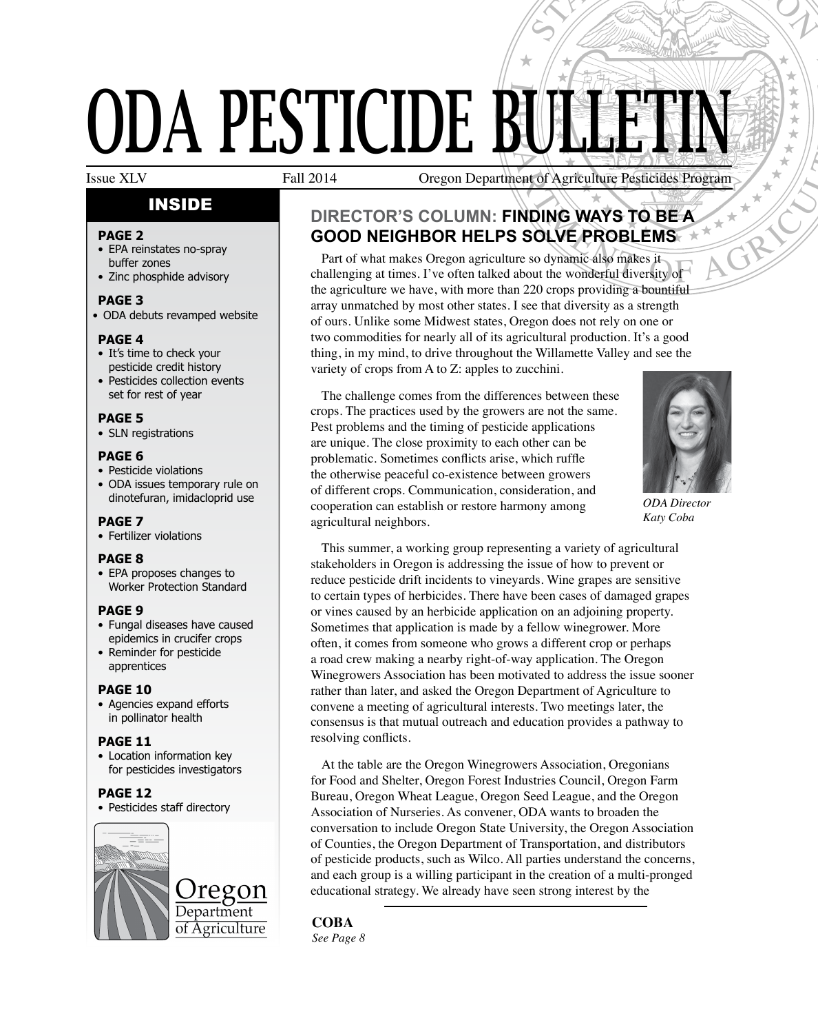# ODA PESTICIDE BULLETIN

Issue XLV | Fall 2014 | Oregon Department of Agriculture Pesticides Program

## INSIDE

**PAGE 2**
- EPA reinstates no-spray buffer zones
- Zinc phosphide advisory

**PAGE 3**
- ODA debuts revamped website

**PAGE 4**
- It's time to check your pesticide credit history
- Pesticides collection events set for rest of year

**PAGE 5**
- SLN registrations

**PAGE 6**
- Pesticide violations
- ODA issues temporary rule on dinotefuran, imidacloprid use

**PAGE 7**
- Fertilizer violations

**PAGE 8**
- EPA proposes changes to Worker Protection Standard

**PAGE 9**
- Fungal diseases have caused epidemics in crucifer crops
- Reminder for pesticide apprentices

**PAGE 10**
- Agencies expand efforts in pollinator health

**PAGE 11**
- Location information key for pesticides investigators

**PAGE 12**
- Pesticides staff directory

Oregon Department of Agriculture

## DIRECTOR'S COLUMN: FINDING WAYS TO BE A GOOD NEIGHBOR HELPS SOLVE PROBLEMS

Part of what makes Oregon agriculture so dynamic also makes it challenging at times. I've often talked about the wonderful diversity of the agriculture we have, with more than 220 crops providing a bountiful array unmatched by most other states. I see that diversity as a strength of ours. Unlike some Midwest states, Oregon does not rely on one or two commodities for nearly all of its agricultural production. It's a good thing, in my mind, to drive throughout the Willamette Valley and see the variety of crops from A to Z: apples to zucchini.

The challenge comes from the differences between these crops. The practices used by the growers are not the same. Pest problems and the timing of pesticide applications are unique. The close proximity to each other can be problematic. Sometimes conflicts arise, which ruffle the otherwise peaceful co-existence between growers of different crops. Communication, consideration, and cooperation can establish or restore harmony among agricultural neighbors.

*ODA Director Katy Coba*

This summer, a working group representing a variety of agricultural stakeholders in Oregon is addressing the issue of how to prevent or reduce pesticide drift incidents to vineyards. Wine grapes are sensitive to certain types of herbicides. There have been cases of damaged grapes or vines caused by an herbicide application on an adjoining property. Sometimes that application is made by a fellow winegrower. More often, it comes from someone who grows a different crop or perhaps a road crew making a nearby right-of-way application. The Oregon Winegrowers Association has been motivated to address the issue sooner rather than later, and asked the Oregon Department of Agriculture to convene a meeting of agricultural interests. Two meetings later, the consensus is that mutual outreach and education provides a pathway to resolving conflicts.

At the table are the Oregon Winegrowers Association, Oregonians for Food and Shelter, Oregon Forest Industries Council, Oregon Farm Bureau, Oregon Wheat League, Oregon Seed League, and the Oregon Association of Nurseries. As convener, ODA wants to broaden the conversation to include Oregon State University, the Oregon Association of Counties, the Oregon Department of Transportation, and distributors of pesticide products, such as Wilco. All parties understand the concerns, and each group is a willing participant in the creation of a multi-pronged educational strategy. We already have seen strong interest by the

**COBA**
*See Page 8*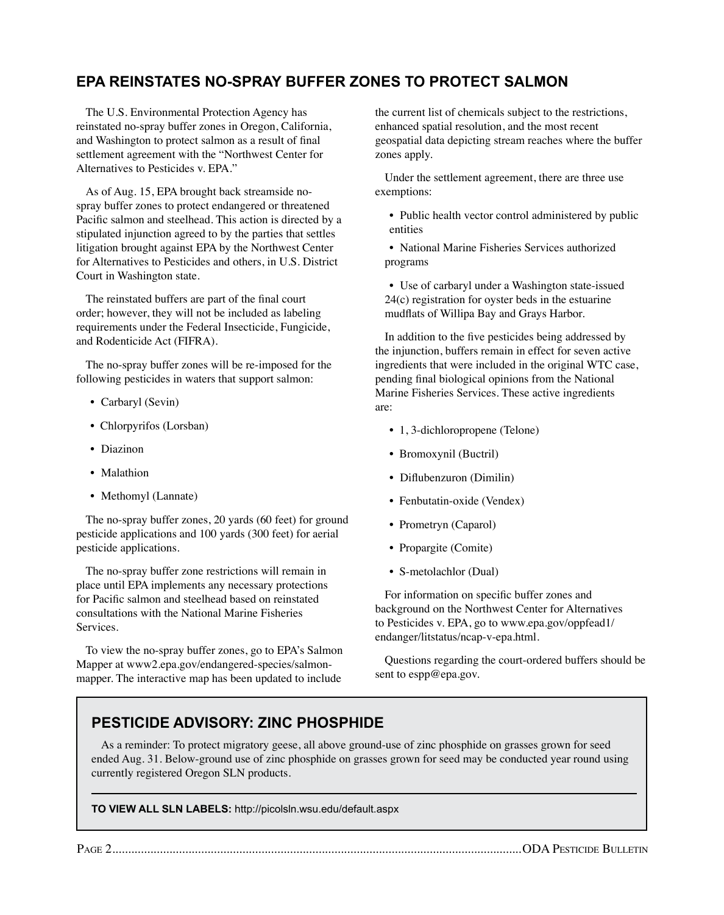## EPA REINSTATES NO-SPRAY BUFFER ZONES TO PROTECT SALMON

The U.S. Environmental Protection Agency has reinstated no-spray buffer zones in Oregon, California, and Washington to protect salmon as a result of final settlement agreement with the "Northwest Center for Alternatives to Pesticides v. EPA."

As of Aug. 15, EPA brought back streamside no-spray buffer zones to protect endangered or threatened Pacific salmon and steelhead. This action is directed by a stipulated injunction agreed to by the parties that settles litigation brought against EPA by the Northwest Center for Alternatives to Pesticides and others, in U.S. District Court in Washington state.

The reinstated buffers are part of the final court order; however, they will not be included as labeling requirements under the Federal Insecticide, Fungicide, and Rodenticide Act (FIFRA).

The no-spray buffer zones will be re-imposed for the following pesticides in waters that support salmon:

- Carbaryl (Sevin)
- Chlorpyrifos (Lorsban)
- Diazinon
- Malathion
- Methomyl (Lannate)

The no-spray buffer zones, 20 yards (60 feet) for ground pesticide applications and 100 yards (300 feet) for aerial pesticide applications.

The no-spray buffer zone restrictions will remain in place until EPA implements any necessary protections for Pacific salmon and steelhead based on reinstated consultations with the National Marine Fisheries Services.

To view the no-spray buffer zones, go to EPA's Salmon Mapper at www2.epa.gov/endangered-species/salmon-mapper. The interactive map has been updated to include the current list of chemicals subject to the restrictions, enhanced spatial resolution, and the most recent geospatial data depicting stream reaches where the buffer zones apply.

Under the settlement agreement, there are three use exemptions:

- Public health vector control administered by public entities
- National Marine Fisheries Services authorized programs
- Use of carbaryl under a Washington state-issued 24(c) registration for oyster beds in the estuarine mudflats of Willipa Bay and Grays Harbor.

In addition to the five pesticides being addressed by the injunction, buffers remain in effect for seven active ingredients that were included in the original WTC case, pending final biological opinions from the National Marine Fisheries Services. These active ingredients are:

- 1, 3-dichloropropene (Telone)
- Bromoxynil (Buctril)
- Diflubenzuron (Dimilin)
- Fenbutatin-oxide (Vendex)
- Prometryn (Caparol)
- Propargite (Comite)
- S-metolachlor (Dual)

For information on specific buffer zones and background on the Northwest Center for Alternatives to Pesticides v. EPA, go to www.epa.gov/oppfead1/endanger/litstatus/ncap-v-epa.html.

Questions regarding the court-ordered buffers should be sent to espp@epa.gov.

## PESTICIDE ADVISORY: ZINC PHOSPHIDE

As a reminder: To protect migratory geese, all above ground-use of zinc phosphide on grasses grown for seed ended Aug. 31. Below-ground use of zinc phosphide on grasses grown for seed may be conducted year round using currently registered Oregon SLN products.

**TO VIEW ALL SLN LABELS:** http://picolsln.wsu.edu/default.aspx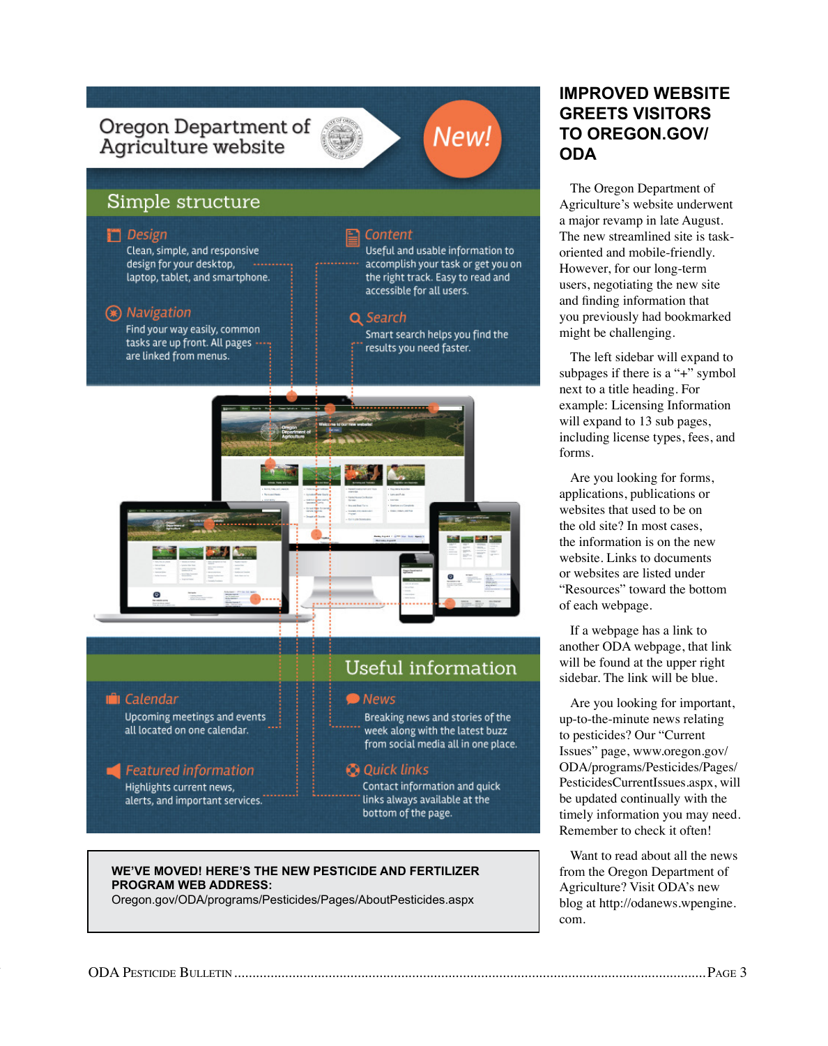# Oregon Department of Agriculture website

New!

## Simple structure

**Design**
Clean, simple, and responsive design for your desktop, laptop, tablet, and smartphone.

**Content**
Useful and usable information to accomplish your task or get you on the right track. Easy to read and accessible for all users.

**Navigation**
Find your way easily, common tasks are up front. All pages are linked from menus.

**Search**
Smart search helps you find the results you need faster.

## Useful information

**Calendar**
Upcoming meetings and events all located on one calendar.

**News**
Breaking news and stories of the week along with the latest buzz from social media all in one place.

**Featured information**
Highlights current news, alerts, and important services.

**Quick links**
Contact information and quick links always available at the bottom of the page.

**WE'VE MOVED! HERE'S THE NEW PESTICIDE AND FERTILIZER PROGRAM WEB ADDRESS:**
Oregon.gov/ODA/programs/Pesticides/Pages/AboutPesticides.aspx

## IMPROVED WEBSITE GREETS VISITORS TO OREGON.GOV/ODA

The Oregon Department of Agriculture's website underwent a major revamp in late August. The new streamlined site is task-oriented and mobile-friendly. However, for our long-term users, negotiating the new site and finding information that you previously had bookmarked might be challenging.

The left sidebar will expand to subpages if there is a "+" symbol next to a title heading. For example: Licensing Information will expand to 13 sub pages, including license types, fees, and forms.

Are you looking for forms, applications, publications or websites that used to be on the old site? In most cases, the information is on the new website. Links to documents or websites are listed under "Resources" toward the bottom of each webpage.

If a webpage has a link to another ODA webpage, that link will be found at the upper right sidebar. The link will be blue.

Are you looking for important, up-to-the-minute news relating to pesticides? Our "Current Issues" page, www.oregon.gov/ODA/programs/Pesticides/Pages/PesticidesCurrentIssues.aspx, will be updated continually with the timely information you may need. Remember to check it often!

Want to read about all the news from the Oregon Department of Agriculture? Visit ODA's new blog at http://odanews.wpengine.com.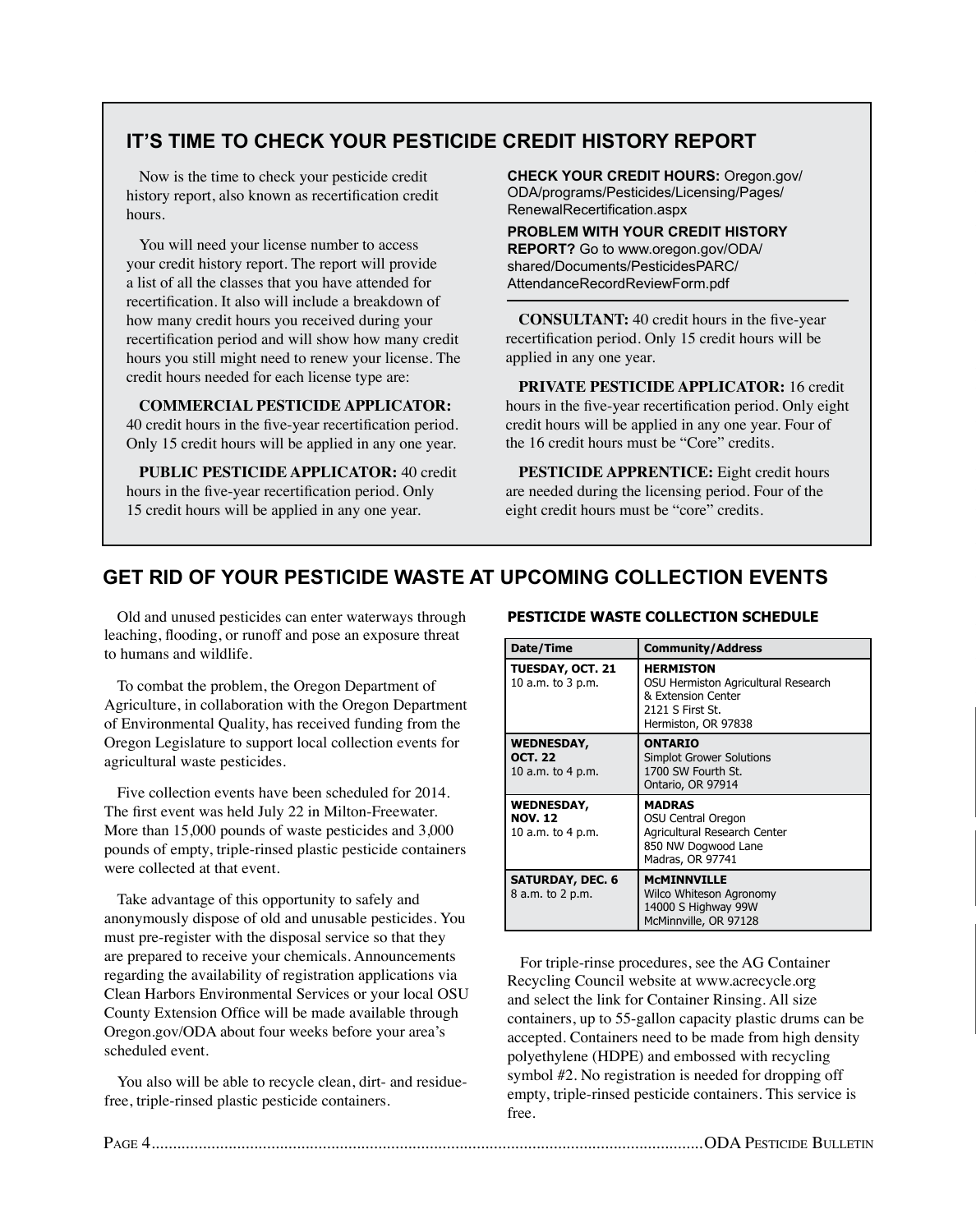## IT'S TIME TO CHECK YOUR PESTICIDE CREDIT HISTORY REPORT

Now is the time to check your pesticide credit history report, also known as recertification credit hours.

You will need your license number to access your credit history report. The report will provide a list of all the classes that you have attended for recertification. It also will include a breakdown of how many credit hours you received during your recertification period and will show how many credit hours you still might need to renew your license. The credit hours needed for each license type are:

**COMMERCIAL PESTICIDE APPLICATOR:** 40 credit hours in the five-year recertification period. Only 15 credit hours will be applied in any one year.

**PUBLIC PESTICIDE APPLICATOR:** 40 credit hours in the five-year recertification period. Only 15 credit hours will be applied in any one year.

**CHECK YOUR CREDIT HOURS:** Oregon.gov/ODA/programs/Pesticides/Licensing/Pages/RenewalRecertification.aspx

**PROBLEM WITH YOUR CREDIT HISTORY REPORT?** Go to www.oregon.gov/ODA/shared/Documents/PesticidesPARC/AttendanceRecordReviewForm.pdf

**CONSULTANT:** 40 credit hours in the five-year recertification period. Only 15 credit hours will be applied in any one year.

**PRIVATE PESTICIDE APPLICATOR:** 16 credit hours in the five-year recertification period. Only eight credit hours will be applied in any one year. Four of the 16 credit hours must be "Core" credits.

**PESTICIDE APPRENTICE:** Eight credit hours are needed during the licensing period. Four of the eight credit hours must be "core" credits.

## GET RID OF YOUR PESTICIDE WASTE AT UPCOMING COLLECTION EVENTS

Old and unused pesticides can enter waterways through leaching, flooding, or runoff and pose an exposure threat to humans and wildlife.

To combat the problem, the Oregon Department of Agriculture, in collaboration with the Oregon Department of Environmental Quality, has received funding from the Oregon Legislature to support local collection events for agricultural waste pesticides.

Five collection events have been scheduled for 2014. The first event was held July 22 in Milton-Freewater. More than 15,000 pounds of waste pesticides and 3,000 pounds of empty, triple-rinsed plastic pesticide containers were collected at that event.

Take advantage of this opportunity to safely and anonymously dispose of old and unusable pesticides. You must pre-register with the disposal service so that they are prepared to receive your chemicals. Announcements regarding the availability of registration applications via Clean Harbors Environmental Services or your local OSU County Extension Office will be made available through Oregon.gov/ODA about four weeks before your area's scheduled event.

You also will be able to recycle clean, dirt- and residue-free, triple-rinsed plastic pesticide containers.

### PESTICIDE WASTE COLLECTION SCHEDULE

| Date/Time | Community/Address |
|---|---|
| **TUESDAY, OCT. 21** 10 a.m. to 3 p.m. | **HERMISTON** OSU Hermiston Agricultural Research & Extension Center 2121 S First St. Hermiston, OR 97838 |
| **WEDNESDAY, OCT. 22** 10 a.m. to 4 p.m. | **ONTARIO** Simplot Grower Solutions 1700 SW Fourth St. Ontario, OR 97914 |
| **WEDNESDAY, NOV. 12** 10 a.m. to 4 p.m. | **MADRAS** OSU Central Oregon Agricultural Research Center 850 NW Dogwood Lane Madras, OR 97741 |
| **SATURDAY, DEC. 6** 8 a.m. to 2 p.m. | **McMINNVILLE** Wilco Whiteson Agronomy 14000 S Highway 99W McMinnville, OR 97128 |

For triple-rinse procedures, see the AG Container Recycling Council website at www.acrecycle.org and select the link for Container Rinsing. All size containers, up to 55-gallon capacity plastic drums can be accepted. Containers need to be made from high density polyethylene (HDPE) and embossed with recycling symbol #2. No registration is needed for dropping off empty, triple-rinsed pesticide containers. This service is free.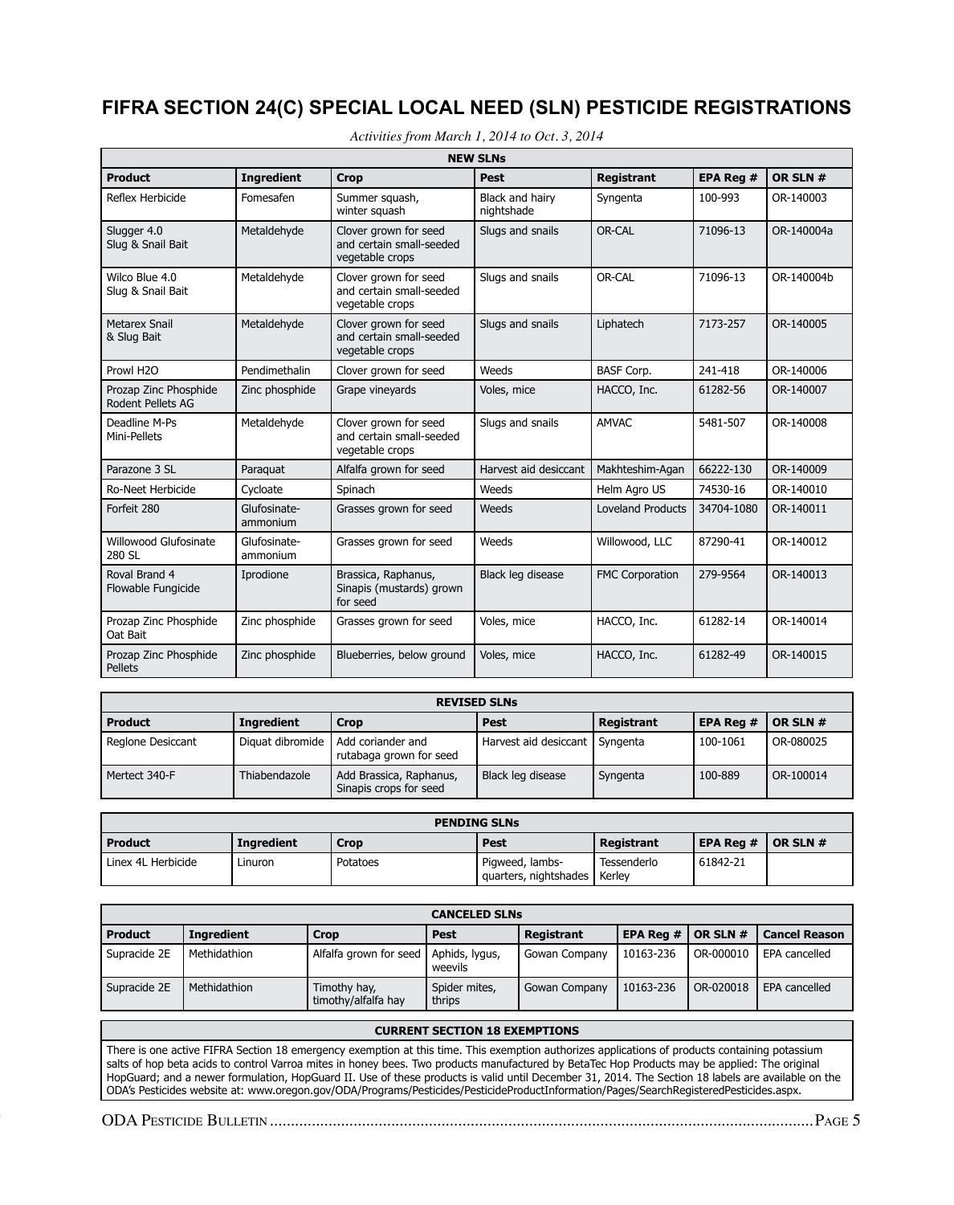# FIFRA SECTION 24(C) SPECIAL LOCAL NEED (SLN) PESTICIDE REGISTRATIONS

*Activities from March 1, 2014 to Oct. 3, 2014*

| NEW SLNs | | | | | | |
|---|---|---|---|---|---|---|
| **Product** | **Ingredient** | **Crop** | **Pest** | **Registrant** | **EPA Reg #** | **OR SLN #** |
| Reflex Herbicide | Fomesafen | Summer squash, winter squash | Black and hairy nightshade | Syngenta | 100-993 | OR-140003 |
| Slugger 4.0 Slug & Snail Bait | Metaldehyde | Clover grown for seed and certain small-seeded vegetable crops | Slugs and snails | OR-CAL | 71096-13 | OR-140004a |
| Wilco Blue 4.0 Slug & Snail Bait | Metaldehyde | Clover grown for seed and certain small-seeded vegetable crops | Slugs and snails | OR-CAL | 71096-13 | OR-140004b |
| Metarex Snail & Slug Bait | Metaldehyde | Clover grown for seed and certain small-seeded vegetable crops | Slugs and snails | Liphatech | 7173-257 | OR-140005 |
| Prowl H2O | Pendimethalin | Clover grown for seed | Weeds | BASF Corp. | 241-418 | OR-140006 |
| Prozap Zinc Phosphide Rodent Pellets AG | Zinc phosphide | Grape vineyards | Voles, mice | HACCO, Inc. | 61282-56 | OR-140007 |
| Deadline M-Ps Mini-Pellets | Metaldehyde | Clover grown for seed and certain small-seeded vegetable crops | Slugs and snails | AMVAC | 5481-507 | OR-140008 |
| Parazone 3 SL | Paraquat | Alfalfa grown for seed | Harvest aid desiccant | Makhteshim-Agan | 66222-130 | OR-140009 |
| Ro-Neet Herbicide | Cycloate | Spinach | Weeds | Helm Agro US | 74530-16 | OR-140010 |
| Forfeit 280 | Glufosinate-ammonium | Grasses grown for seed | Weeds | Loveland Products | 34704-1080 | OR-140011 |
| Willowood Glufosinate 280 SL | Glufosinate-ammonium | Grasses grown for seed | Weeds | Willowood, LLC | 87290-41 | OR-140012 |
| Roval Brand 4 Flowable Fungicide | Iprodione | Brassica, Raphanus, Sinapis (mustards) grown for seed | Black leg disease | FMC Corporation | 279-9564 | OR-140013 |
| Prozap Zinc Phosphide Oat Bait | Zinc phosphide | Grasses grown for seed | Voles, mice | HACCO, Inc. | 61282-14 | OR-140014 |
| Prozap Zinc Phosphide Pellets | Zinc phosphide | Blueberries, below ground | Voles, mice | HACCO, Inc. | 61282-49 | OR-140015 |

| REVISED SLNs | | | | | | |
|---|---|---|---|---|---|---|
| **Product** | **Ingredient** | **Crop** | **Pest** | **Registrant** | **EPA Reg #** | **OR SLN #** |
| Reglone Desiccant | Diquat dibromide | Add coriander and rutabaga grown for seed | Harvest aid desiccant | Syngenta | 100-1061 | OR-080025 |
| Mertect 340-F | Thiabendazole | Add Brassica, Raphanus, Sinapis crops for seed | Black leg disease | Syngenta | 100-889 | OR-100014 |

| PENDING SLNs | | | | | | |
|---|---|---|---|---|---|---|
| **Product** | **Ingredient** | **Crop** | **Pest** | **Registrant** | **EPA Reg #** | **OR SLN #** |
| Linex 4L Herbicide | Linuron | Potatoes | Pigweed, lambs-quarters, nightshades | Tessenderlo Kerley | 61842-21 | |

| CANCELED SLNs | | | | | | | |
|---|---|---|---|---|---|---|---|
| **Product** | **Ingredient** | **Crop** | **Pest** | **Registrant** | **EPA Reg #** | **OR SLN #** | **Cancel Reason** |
| Supracide 2E | Methidathion | Alfalfa grown for seed | Aphids, lygus, weevils | Gowan Company | 10163-236 | OR-000010 | EPA cancelled |
| Supracide 2E | Methidathion | Timothy hay, timothy/alfalfa hay | Spider mites, thrips | Gowan Company | 10163-236 | OR-020018 | EPA cancelled |

## CURRENT SECTION 18 EXEMPTIONS

There is one active FIFRA Section 18 emergency exemption at this time. This exemption authorizes applications of products containing potassium salts of hop beta acids to control Varroa mites in honey bees. Two products manufactured by BetaTec Hop Products may be applied: The original HopGuard; and a newer formulation, HopGuard II. Use of these products is valid until December 31, 2014. The Section 18 labels are available on the ODA's Pesticides website at: www.oregon.gov/ODA/Programs/Pesticides/PesticideProductInformation/Pages/SearchRegisteredPesticides.aspx.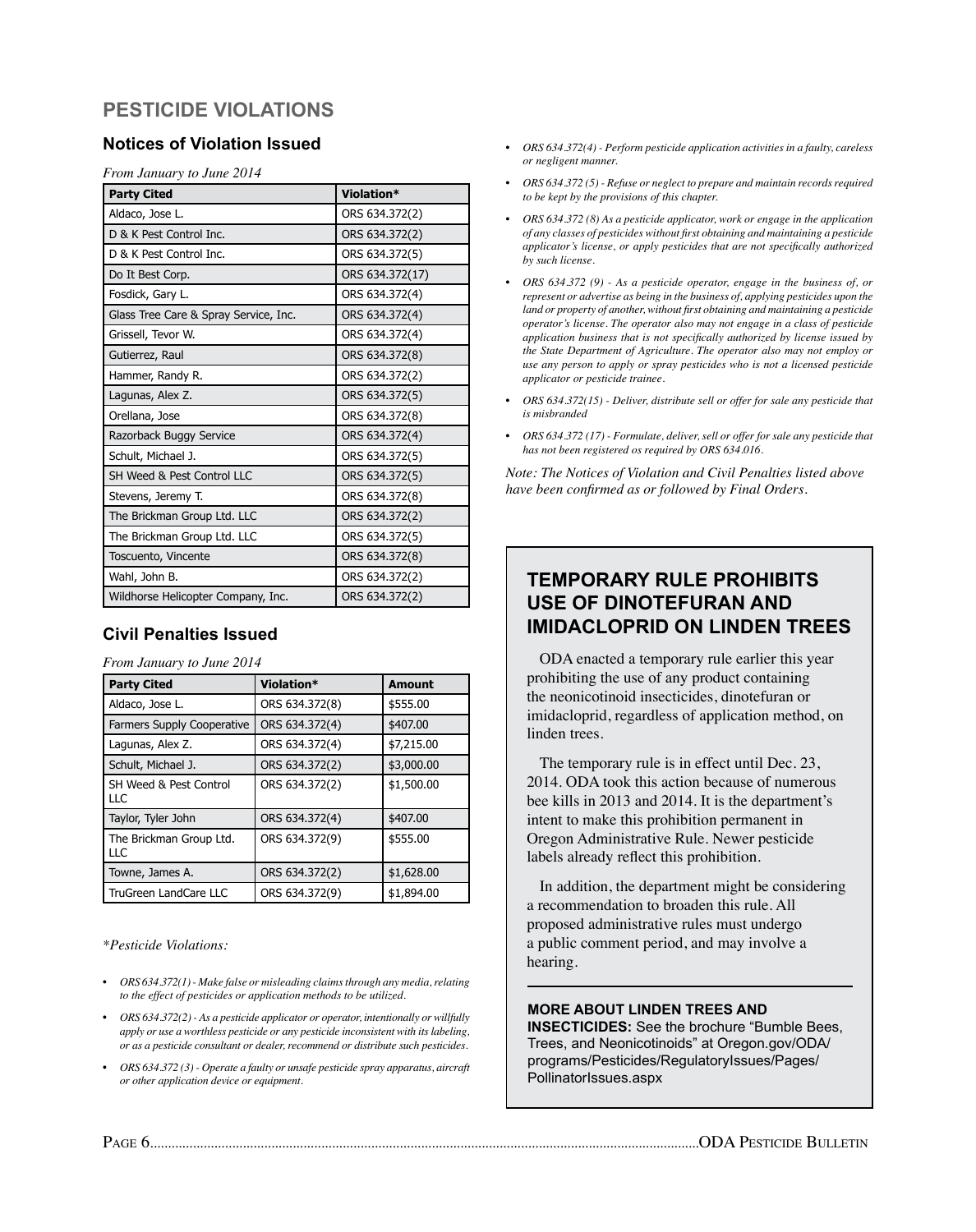## PESTICIDE VIOLATIONS

### Notices of Violation Issued

*From January to June 2014*

| Party Cited | Violation* |
|---|---|
| Aldaco, Jose L. | ORS 634.372(2) |
| D & K Pest Control Inc. | ORS 634.372(2) |
| D & K Pest Control Inc. | ORS 634.372(5) |
| Do It Best Corp. | ORS 634.372(17) |
| Fosdick, Gary L. | ORS 634.372(4) |
| Glass Tree Care & Spray Service, Inc. | ORS 634.372(4) |
| Grissell, Tevor W. | ORS 634.372(4) |
| Gutierrez, Raul | ORS 634.372(8) |
| Hammer, Randy R. | ORS 634.372(2) |
| Lagunas, Alex Z. | ORS 634.372(5) |
| Orellana, Jose | ORS 634.372(8) |
| Razorback Buggy Service | ORS 634.372(4) |
| Schult, Michael J. | ORS 634.372(5) |
| SH Weed & Pest Control LLC | ORS 634.372(5) |
| Stevens, Jeremy T. | ORS 634.372(8) |
| The Brickman Group Ltd. LLC | ORS 634.372(2) |
| The Brickman Group Ltd. LLC | ORS 634.372(5) |
| Toscuento, Vincente | ORS 634.372(8) |
| Wahl, John B. | ORS 634.372(2) |
| Wildhorse Helicopter Company, Inc. | ORS 634.372(2) |

### Civil Penalties Issued

*From January to June 2014*

| Party Cited | Violation* | Amount |
|---|---|---|
| Aldaco, Jose L. | ORS 634.372(8) | $555.00 |
| Farmers Supply Cooperative | ORS 634.372(4) | $407.00 |
| Lagunas, Alex Z. | ORS 634.372(4) | $7,215.00 |
| Schult, Michael J. | ORS 634.372(2) | $3,000.00 |
| SH Weed & Pest Control LLC | ORS 634.372(2) | $1,500.00 |
| Taylor, Tyler John | ORS 634.372(4) | $407.00 |
| The Brickman Group Ltd. LLC | ORS 634.372(9) | $555.00 |
| Towne, James A. | ORS 634.372(2) | $1,628.00 |
| TruGreen LandCare LLC | ORS 634.372(9) | $1,894.00 |

**Pesticide Violations:*

- *ORS 634.372(1) - Make false or misleading claims through any media, relating to the effect of pesticides or application methods to be utilized.*
- *ORS 634.372(2) - As a pesticide applicator or operator, intentionally or willfully apply or use a worthless pesticide or any pesticide inconsistent with its labeling, or as a pesticide consultant or dealer, recommend or distribute such pesticides.*
- *ORS 634.372 (3) - Operate a faulty or unsafe pesticide spray apparatus, aircraft or other application device or equipment.*
- *ORS 634.372(4) - Perform pesticide application activities in a faulty, careless or negligent manner.*
- *ORS 634.372 (5) - Refuse or neglect to prepare and maintain records required to be kept by the provisions of this chapter.*
- *ORS 634.372 (8) As a pesticide applicator, work or engage in the application of any classes of pesticides without first obtaining and maintaining a pesticide applicator's license, or apply pesticides that are not specifically authorized by such license.*
- *ORS 634.372 (9) - As a pesticide operator, engage in the business of, or represent or advertise as being in the business of, applying pesticides upon the land or property of another, without first obtaining and maintaining a pesticide operator's license. The operator also may not engage in a class of pesticide application business that is not specifically authorized by license issued by the State Department of Agriculture. The operator also may not employ or use any person to apply or spray pesticides who is not a licensed pesticide applicator or pesticide trainee.*
- *ORS 634.372(15) - Deliver, distribute sell or offer for sale any pesticide that is misbranded*
- *ORS 634.372 (17) - Formulate, deliver, sell or offer for sale any pesticide that has not been registered os required by ORS 634.016.*

*Note: The Notices of Violation and Civil Penalties listed above have been confirmed as or followed by Final Orders.*

## TEMPORARY RULE PROHIBITS USE OF DINOTEFURAN AND IMIDACLOPRID ON LINDEN TREES

ODA enacted a temporary rule earlier this year prohibiting the use of any product containing the neonicotinoid insecticides, dinotefuran or imidacloprid, regardless of application method, on linden trees.

The temporary rule is in effect until Dec. 23, 2014. ODA took this action because of numerous bee kills in 2013 and 2014. It is the department's intent to make this prohibition permanent in Oregon Administrative Rule. Newer pesticide labels already reflect this prohibition.

In addition, the department might be considering a recommendation to broaden this rule. All proposed administrative rules must undergo a public comment period, and may involve a hearing.

**MORE ABOUT LINDEN TREES AND INSECTICIDES:** See the brochure "Bumble Bees, Trees, and Neonicotinoids" at Oregon.gov/ODA/programs/Pesticides/RegulatoryIssues/Pages/PollinatorIssues.aspx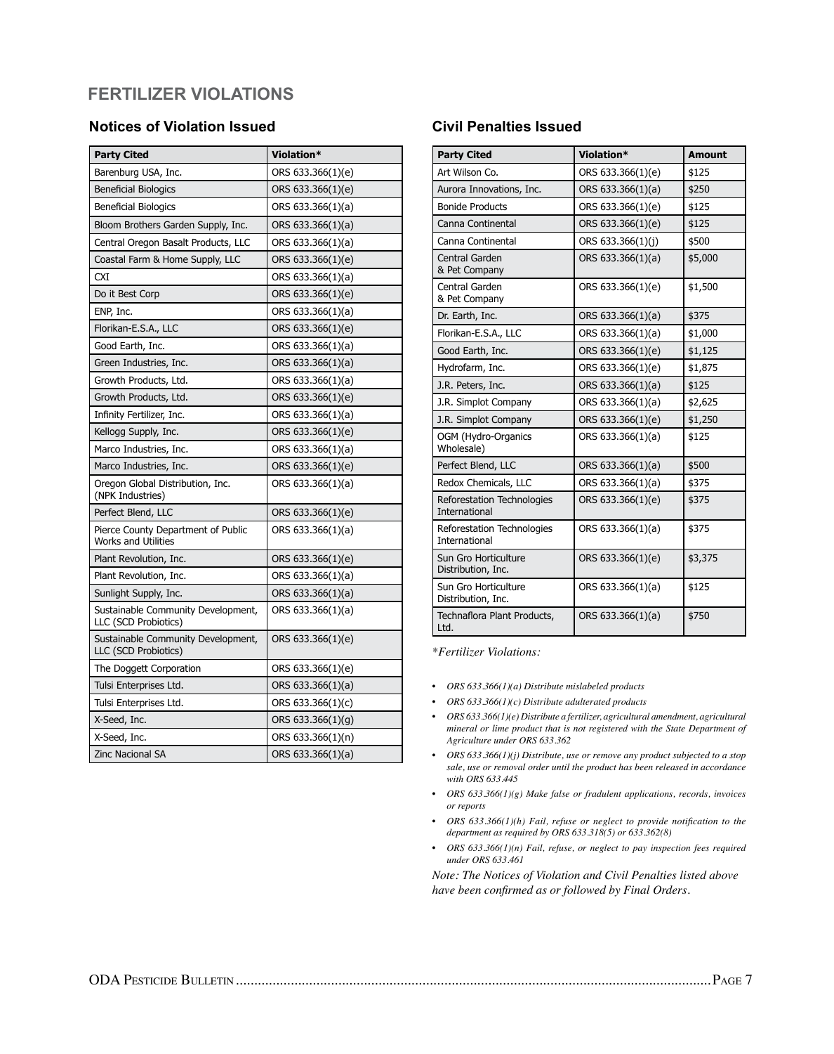## FERTILIZER VIOLATIONS

### Notices of Violation Issued

| Party Cited | Violation* |
|---|---|
| Barenburg USA, Inc. | ORS 633.366(1)(e) |
| Beneficial Biologics | ORS 633.366(1)(e) |
| Beneficial Biologics | ORS 633.366(1)(a) |
| Bloom Brothers Garden Supply, Inc. | ORS 633.366(1)(a) |
| Central Oregon Basalt Products, LLC | ORS 633.366(1)(a) |
| Coastal Farm & Home Supply, LLC | ORS 633.366(1)(e) |
| CXI | ORS 633.366(1)(a) |
| Do it Best Corp | ORS 633.366(1)(e) |
| ENP, Inc. | ORS 633.366(1)(a) |
| Florikan-E.S.A., LLC | ORS 633.366(1)(e) |
| Good Earth, Inc. | ORS 633.366(1)(a) |
| Green Industries, Inc. | ORS 633.366(1)(a) |
| Growth Products, Ltd. | ORS 633.366(1)(a) |
| Growth Products, Ltd. | ORS 633.366(1)(e) |
| Infinity Fertilizer, Inc. | ORS 633.366(1)(a) |
| Kellogg Supply, Inc. | ORS 633.366(1)(e) |
| Marco Industries, Inc. | ORS 633.366(1)(a) |
| Marco Industries, Inc. | ORS 633.366(1)(e) |
| Oregon Global Distribution, Inc. (NPK Industries) | ORS 633.366(1)(a) |
| Perfect Blend, LLC | ORS 633.366(1)(e) |
| Pierce County Department of Public Works and Utilities | ORS 633.366(1)(a) |
| Plant Revolution, Inc. | ORS 633.366(1)(e) |
| Plant Revolution, Inc. | ORS 633.366(1)(a) |
| Sunlight Supply, Inc. | ORS 633.366(1)(a) |
| Sustainable Community Development, LLC (SCD Probiotics) | ORS 633.366(1)(a) |
| Sustainable Community Development, LLC (SCD Probiotics) | ORS 633.366(1)(e) |
| The Doggett Corporation | ORS 633.366(1)(e) |
| Tulsi Enterprises Ltd. | ORS 633.366(1)(a) |
| Tulsi Enterprises Ltd. | ORS 633.366(1)(c) |
| X-Seed, Inc. | ORS 633.366(1)(g) |
| X-Seed, Inc. | ORS 633.366(1)(n) |
| Zinc Nacional SA | ORS 633.366(1)(a) |

### Civil Penalties Issued

| Party Cited | Violation* | Amount |
|---|---|---|
| Art Wilson Co. | ORS 633.366(1)(e) | $125 |
| Aurora Innovations, Inc. | ORS 633.366(1)(a) | $250 |
| Bonide Products | ORS 633.366(1)(e) | $125 |
| Canna Continental | ORS 633.366(1)(e) | $125 |
| Canna Continental | ORS 633.366(1)(j) | $500 |
| Central Garden & Pet Company | ORS 633.366(1)(a) | $5,000 |
| Central Garden & Pet Company | ORS 633.366(1)(e) | $1,500 |
| Dr. Earth, Inc. | ORS 633.366(1)(a) | $375 |
| Florikan-E.S.A., LLC | ORS 633.366(1)(a) | $1,000 |
| Good Earth, Inc. | ORS 633.366(1)(e) | $1,125 |
| Hydrofarm, Inc. | ORS 633.366(1)(e) | $1,875 |
| J.R. Peters, Inc. | ORS 633.366(1)(a) | $125 |
| J.R. Simplot Company | ORS 633.366(1)(a) | $2,625 |
| J.R. Simplot Company | ORS 633.366(1)(e) | $1,250 |
| OGM (Hydro-Organics Wholesale) | ORS 633.366(1)(a) | $125 |
| Perfect Blend, LLC | ORS 633.366(1)(a) | $500 |
| Redox Chemicals, LLC | ORS 633.366(1)(a) | $375 |
| Reforestation Technologies International | ORS 633.366(1)(e) | $375 |
| Reforestation Technologies International | ORS 633.366(1)(a) | $375 |
| Sun Gro Horticulture Distribution, Inc. | ORS 633.366(1)(e) | $3,375 |
| Sun Gro Horticulture Distribution, Inc. | ORS 633.366(1)(a) | $125 |
| Technaflora Plant Products, Ltd. | ORS 633.366(1)(a) | $750 |

*\*Fertilizer Violations:*

- *ORS 633.366(1)(a) Distribute mislabeled products*
- *ORS 633.366(1)(c) Distribute adulterated products*
- *ORS 633.366(1)(e) Distribute a fertilizer, agricultural amendment, agricultural mineral or lime product that is not registered with the State Department of Agriculture under ORS 633.362*
- *ORS 633.366(1)(j) Distribute, use or remove any product subjected to a stop sale, use or removal order until the product has been released in accordance with ORS 633.445*
- *ORS 633.366(1)(g) Make false or fradulent applications, records, invoices or reports*
- *ORS 633.366(1)(h) Fail, refuse or neglect to provide notification to the department as required by ORS 633.318(5) or 633.362(8)*
- *ORS 633.366(1)(n) Fail, refuse, or neglect to pay inspection fees required under ORS 633.461*

*Note: The Notices of Violation and Civil Penalties listed above have been confirmed as or followed by Final Orders.*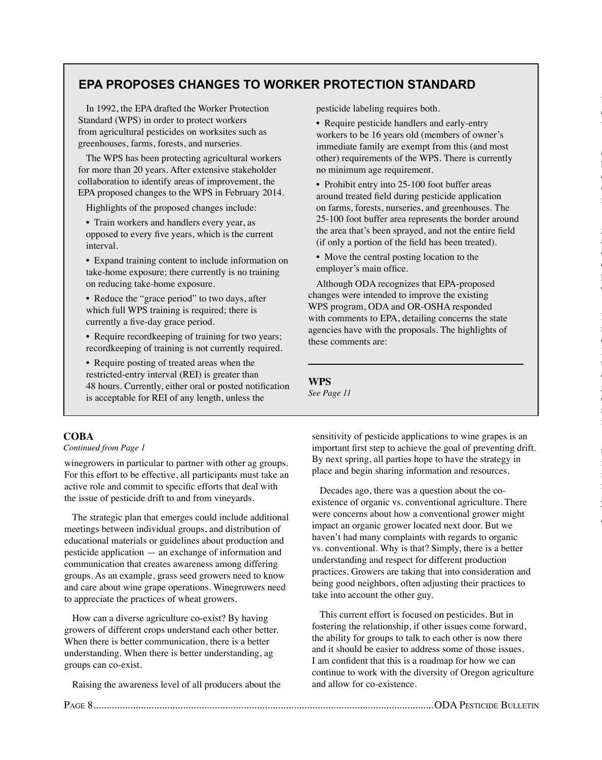## EPA PROPOSES CHANGES TO WORKER PROTECTION STANDARD

In 1992, the EPA drafted the Worker Protection Standard (WPS) in order to protect workers from agricultural pesticides on worksites such as greenhouses, farms, forests, and nurseries.

The WPS has been protecting agricultural workers for more than 20 years. After extensive stakeholder collaboration to identify areas of improvement, the EPA proposed changes to the WPS in February 2014.

Highlights of the proposed changes include:

- Train workers and handlers every year, as opposed to every five years, which is the current interval.
- Expand training content to include information on take-home exposure; there currently is no training on reducing take-home exposure.
- Reduce the "grace period" to two days, after which full WPS training is required; there is currently a five-day grace period.
- Require recordkeeping of training for two years; recordkeeping of training is not currently required.
- Require posting of treated areas when the restricted-entry interval (REI) is greater than 48 hours. Currently, either oral or posted notification is acceptable for REI of any length, unless the pesticide labeling requires both.
- Require pesticide handlers and early-entry workers to be 16 years old (members of owner's immediate family are exempt from this (and most other) requirements of the WPS. There is currently no minimum age requirement.
- Prohibit entry into 25-100 foot buffer areas around treated field during pesticide application on farms, forests, nurseries, and greenhouses. The 25-100 foot buffer area represents the border around the area that's been sprayed, and not the entire field (if only a portion of the field has been treated).
- Move the central posting location to the employer's main office.

Although ODA recognizes that EPA-proposed changes were intended to improve the existing WPS program, ODA and OR-OSHA responded with comments to EPA, detailing concerns the state agencies have with the proposals. The highlights of these comments are:

**WPS**
*See Page 11*

---

**COBA**
*Continued from Page 1*

winegrowers in particular to partner with other ag groups. For this effort to be effective, all participants must take an active role and commit to specific efforts that deal with the issue of pesticide drift to and from vineyards.

The strategic plan that emerges could include additional meetings between individual groups, and distribution of educational materials or guidelines about production and pesticide application — an exchange of information and communication that creates awareness among differing groups. As an example, grass seed growers need to know and care about wine grape operations. Winegrowers need to appreciate the practices of wheat growers.

How can a diverse agriculture co-exist? By having growers of different crops understand each other better. When there is better communication, there is a better understanding. When there is better understanding, ag groups can co-exist.

Raising the awareness level of all producers about the sensitivity of pesticide applications to wine grapes is an important first step to achieve the goal of preventing drift. By next spring, all parties hope to have the strategy in place and begin sharing information and resources.

Decades ago, there was a question about the co-existence of organic vs. conventional agriculture. There were concerns about how a conventional grower might impact an organic grower located next door. But we haven't had many complaints with regards to organic vs. conventional. Why is that? Simply, there is a better understanding and respect for different production practices. Growers are taking that into consideration and being good neighbors, often adjusting their practices to take into account the other guy.

This current effort is focused on pesticides. But in fostering the relationship, if other issues come forward, the ability for groups to talk to each other is now there and it should be easier to address some of those issues. I am confident that this is a roadmap for how we can continue to work with the diversity of Oregon agriculture and allow for co-existence.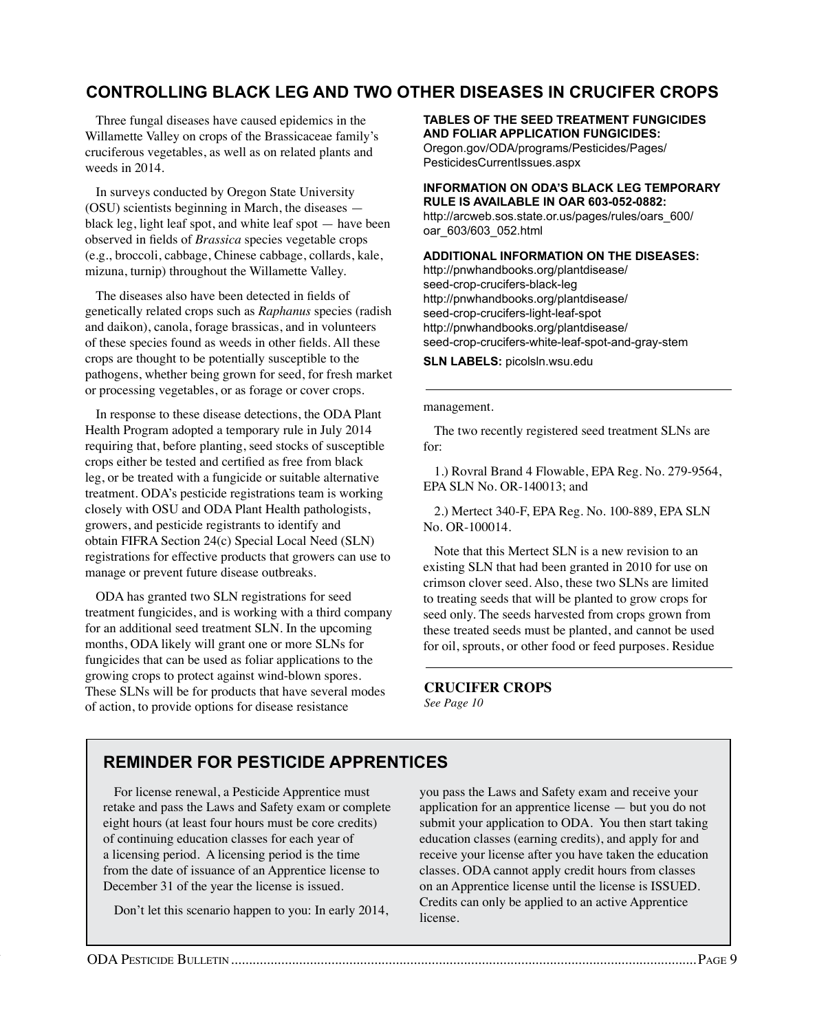## CONTROLLING BLACK LEG AND TWO OTHER DISEASES IN CRUCIFER CROPS

Three fungal diseases have caused epidemics in the Willamette Valley on crops of the Brassicaceae family's cruciferous vegetables, as well as on related plants and weeds in 2014.

In surveys conducted by Oregon State University (OSU) scientists beginning in March, the diseases — black leg, light leaf spot, and white leaf spot — have been observed in fields of *Brassica* species vegetable crops (e.g., broccoli, cabbage, Chinese cabbage, collards, kale, mizuna, turnip) throughout the Willamette Valley.

The diseases also have been detected in fields of genetically related crops such as *Raphanus* species (radish and daikon), canola, forage brassicas, and in volunteers of these species found as weeds in other fields. All these crops are thought to be potentially susceptible to the pathogens, whether being grown for seed, for fresh market or processing vegetables, or as forage or cover crops.

In response to these disease detections, the ODA Plant Health Program adopted a temporary rule in July 2014 requiring that, before planting, seed stocks of susceptible crops either be tested and certified as free from black leg, or be treated with a fungicide or suitable alternative treatment. ODA's pesticide registrations team is working closely with OSU and ODA Plant Health pathologists, growers, and pesticide registrants to identify and obtain FIFRA Section 24(c) Special Local Need (SLN) registrations for effective products that growers can use to manage or prevent future disease outbreaks.

ODA has granted two SLN registrations for seed treatment fungicides, and is working with a third company for an additional seed treatment SLN. In the upcoming months, ODA likely will grant one or more SLNs for fungicides that can be used as foliar applications to the growing crops to protect against wind-blown spores. These SLNs will be for products that have several modes of action, to provide options for disease resistance management.

The two recently registered seed treatment SLNs are for:

1.) Rovral Brand 4 Flowable, EPA Reg. No. 279-9564, EPA SLN No. OR-140013; and

2.) Mertect 340-F, EPA Reg. No. 100-889, EPA SLN No. OR-100014.

Note that this Mertect SLN is a new revision to an existing SLN that had been granted in 2010 for use on crimson clover seed. Also, these two SLNs are limited to treating seeds that will be planted to grow crops for seed only. The seeds harvested from crops grown from these treated seeds must be planted, and cannot be used for oil, sprouts, or other food or feed purposes. Residue

**CRUCIFER CROPS**
*See Page 10*

**TABLES OF THE SEED TREATMENT FUNGICIDES AND FOLIAR APPLICATION FUNGICIDES:**
Oregon.gov/ODA/programs/Pesticides/Pages/PesticidesCurrentIssues.aspx

**INFORMATION ON ODA'S BLACK LEG TEMPORARY RULE IS AVAILABLE IN OAR 603-052-0882:**
http://arcweb.sos.state.or.us/pages/rules/oars_600/oar_603/603_052.html

**ADDITIONAL INFORMATION ON THE DISEASES:**
http://pnwhandbooks.org/plantdisease/seed-crop-crucifers-black-leg
http://pnwhandbooks.org/plantdisease/seed-crop-crucifers-light-leaf-spot
http://pnwhandbooks.org/plantdisease/seed-crop-crucifers-white-leaf-spot-and-gray-stem

**SLN LABELS:** picolsln.wsu.edu

## REMINDER FOR PESTICIDE APPRENTICES

For license renewal, a Pesticide Apprentice must retake and pass the Laws and Safety exam or complete eight hours (at least four hours must be core credits) of continuing education classes for each year of a licensing period. A licensing period is the time from the date of issuance of an Apprentice license to December 31 of the year the license is issued.

Don't let this scenario happen to you: In early 2014, you pass the Laws and Safety exam and receive your application for an apprentice license — but you do not submit your application to ODA. You then start taking education classes (earning credits), and apply for and receive your license after you have taken the education classes. ODA cannot apply credit hours from classes on an Apprentice license until the license is ISSUED. Credits can only be applied to an active Apprentice license.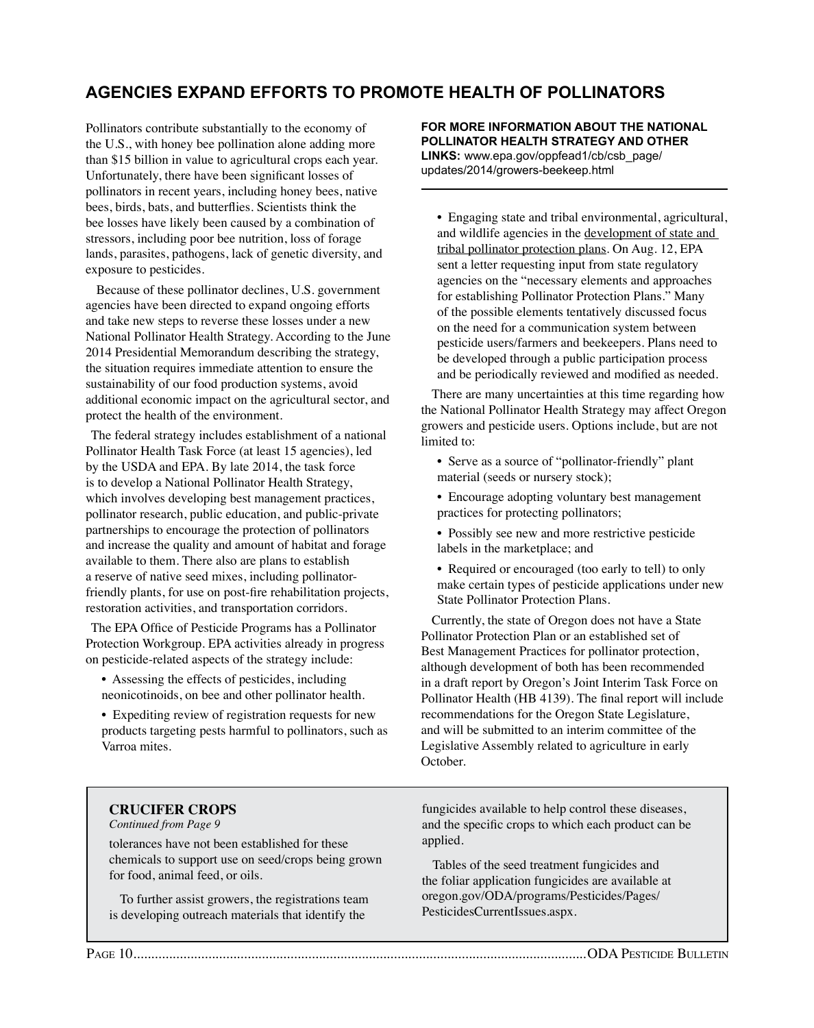## AGENCIES EXPAND EFFORTS TO PROMOTE HEALTH OF POLLINATORS

Pollinators contribute substantially to the economy of the U.S., with honey bee pollination alone adding more than $15 billion in value to agricultural crops each year. Unfortunately, there have been significant losses of pollinators in recent years, including honey bees, native bees, birds, bats, and butterflies. Scientists think the bee losses have likely been caused by a combination of stressors, including poor bee nutrition, loss of forage lands, parasites, pathogens, lack of genetic diversity, and exposure to pesticides.

Because of these pollinator declines, U.S. government agencies have been directed to expand ongoing efforts and take new steps to reverse these losses under a new National Pollinator Health Strategy. According to the June 2014 Presidential Memorandum describing the strategy, the situation requires immediate attention to ensure the sustainability of our food production systems, avoid additional economic impact on the agricultural sector, and protect the health of the environment.

The federal strategy includes establishment of a national Pollinator Health Task Force (at least 15 agencies), led by the USDA and EPA. By late 2014, the task force is to develop a National Pollinator Health Strategy, which involves developing best management practices, pollinator research, public education, and public-private partnerships to encourage the protection of pollinators and increase the quality and amount of habitat and forage available to them. There also are plans to establish a reserve of native seed mixes, including pollinator-friendly plants, for use on post-fire rehabilitation projects, restoration activities, and transportation corridors.

The EPA Office of Pesticide Programs has a Pollinator Protection Workgroup. EPA activities already in progress on pesticide-related aspects of the strategy include:

- Assessing the effects of pesticides, including neonicotinoids, on bee and other pollinator health.
- Expediting review of registration requests for new products targeting pests harmful to pollinators, such as Varroa mites.

**FOR MORE INFORMATION ABOUT THE NATIONAL POLLINATOR HEALTH STRATEGY AND OTHER LINKS:** www.epa.gov/oppfead1/cb/csb_page/updates/2014/growers-beekeep.html

- Engaging state and tribal environmental, agricultural, and wildlife agencies in the development of state and tribal pollinator protection plans. On Aug. 12, EPA sent a letter requesting input from state regulatory agencies on the "necessary elements and approaches for establishing Pollinator Protection Plans." Many of the possible elements tentatively discussed focus on the need for a communication system between pesticide users/farmers and beekeepers. Plans need to be developed through a public participation process and be periodically reviewed and modified as needed.

There are many uncertainties at this time regarding how the National Pollinator Health Strategy may affect Oregon growers and pesticide users. Options include, but are not limited to:

- Serve as a source of "pollinator-friendly" plant material (seeds or nursery stock);
- Encourage adopting voluntary best management practices for protecting pollinators;
- Possibly see new and more restrictive pesticide labels in the marketplace; and
- Required or encouraged (too early to tell) to only make certain types of pesticide applications under new State Pollinator Protection Plans.

Currently, the state of Oregon does not have a State Pollinator Protection Plan or an established set of Best Management Practices for pollinator protection, although development of both has been recommended in a draft report by Oregon's Joint Interim Task Force on Pollinator Health (HB 4139). The final report will include recommendations for the Oregon State Legislature, and will be submitted to an interim committee of the Legislative Assembly related to agriculture in early October.

### CRUCIFER CROPS

*Continued from Page 9*

tolerances have not been established for these chemicals to support use on seed/crops being grown for food, animal feed, or oils.

To further assist growers, the registrations team is developing outreach materials that identify the fungicides available to help control these diseases, and the specific crops to which each product can be applied.

Tables of the seed treatment fungicides and the foliar application fungicides are available at oregon.gov/ODA/programs/Pesticides/Pages/PesticidesCurrentIssues.aspx.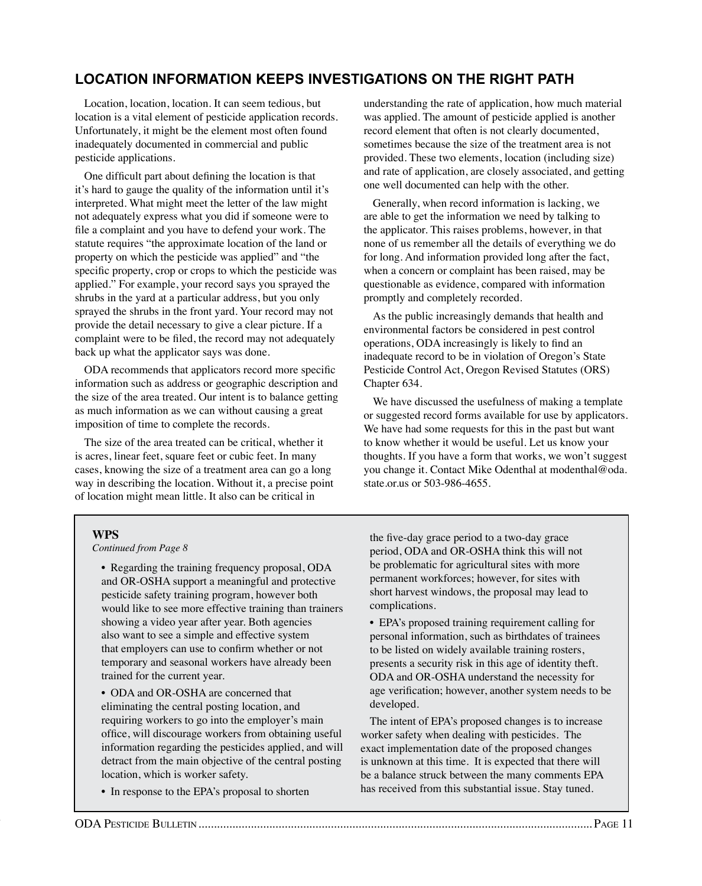## LOCATION INFORMATION KEEPS INVESTIGATIONS ON THE RIGHT PATH

Location, location, location. It can seem tedious, but location is a vital element of pesticide application records. Unfortunately, it might be the element most often found inadequately documented in commercial and public pesticide applications.

One difficult part about defining the location is that it's hard to gauge the quality of the information until it's interpreted. What might meet the letter of the law might not adequately express what you did if someone were to file a complaint and you have to defend your work. The statute requires "the approximate location of the land or property on which the pesticide was applied" and "the specific property, crop or crops to which the pesticide was applied." For example, your record says you sprayed the shrubs in the yard at a particular address, but you only sprayed the shrubs in the front yard. Your record may not provide the detail necessary to give a clear picture. If a complaint were to be filed, the record may not adequately back up what the applicator says was done.

ODA recommends that applicators record more specific information such as address or geographic description and the size of the area treated. Our intent is to balance getting as much information as we can without causing a great imposition of time to complete the records.

The size of the area treated can be critical, whether it is acres, linear feet, square feet or cubic feet. In many cases, knowing the size of a treatment area can go a long way in describing the location. Without it, a precise point of location might mean little. It also can be critical in understanding the rate of application, how much material was applied. The amount of pesticide applied is another record element that often is not clearly documented, sometimes because the size of the treatment area is not provided. These two elements, location (including size) and rate of application, are closely associated, and getting one well documented can help with the other.

Generally, when record information is lacking, we are able to get the information we need by talking to the applicator. This raises problems, however, in that none of us remember all the details of everything we do for long. And information provided long after the fact, when a concern or complaint has been raised, may be questionable as evidence, compared with information promptly and completely recorded.

As the public increasingly demands that health and environmental factors be considered in pest control operations, ODA increasingly is likely to find an inadequate record to be in violation of Oregon's State Pesticide Control Act, Oregon Revised Statutes (ORS) Chapter 634.

We have discussed the usefulness of making a template or suggested record forms available for use by applicators. We have had some requests for this in the past but want to know whether it would be useful. Let us know your thoughts. If you have a form that works, we won't suggest you change it. Contact Mike Odenthal at modenthal@oda.state.or.us or 503-986-4655.

---

**WPS**

*Continued from Page 8*

- Regarding the training frequency proposal, ODA and OR-OSHA support a meaningful and protective pesticide safety training program, however both would like to see more effective training than trainers showing a video year after year. Both agencies also want to see a simple and effective system that employers can use to confirm whether or not temporary and seasonal workers have already been trained for the current year.
- ODA and OR-OSHA are concerned that eliminating the central posting location, and requiring workers to go into the employer's main office, will discourage workers from obtaining useful information regarding the pesticides applied, and will detract from the main objective of the central posting location, which is worker safety.
- In response to the EPA's proposal to shorten the five-day grace period to a two-day grace period, ODA and OR-OSHA think this will not be problematic for agricultural sites with more permanent workforces; however, for sites with short harvest windows, the proposal may lead to complications.
- EPA's proposed training requirement calling for personal information, such as birthdates of trainees to be listed on widely available training rosters, presents a security risk in this age of identity theft. ODA and OR-OSHA understand the necessity for age verification; however, another system needs to be developed.

The intent of EPA's proposed changes is to increase worker safety when dealing with pesticides. The exact implementation date of the proposed changes is unknown at this time. It is expected that there will be a balance struck between the many comments EPA has received from this substantial issue. Stay tuned.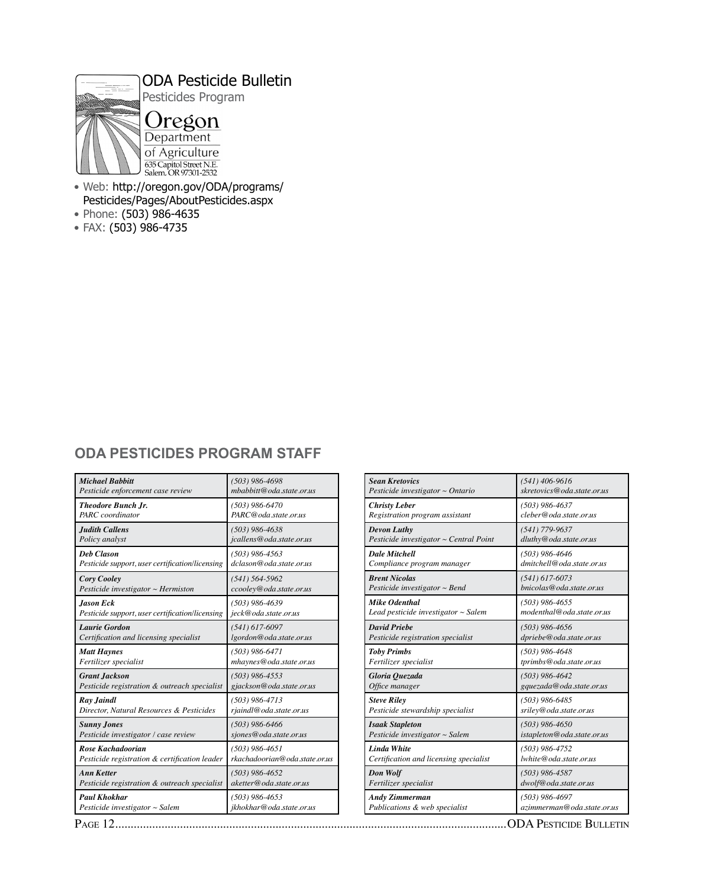# ODA Pesticide Bulletin

Pesticides Program

Oregon Department of Agriculture
635 Capitol Street N.E.
Salem, OR 97301-2532

- Web: http://oregon.gov/ODA/programs/Pesticides/Pages/AboutPesticides.aspx
- Phone: (503) 986-4635
- FAX: (503) 986-4735

## ODA PESTICIDES PROGRAM STAFF

| | |
|---|---|
| ***Michael Babbitt***<br>*Pesticide enforcement case review* | *(503) 986-4698*<br>*mbabbitt@oda.state.or.us* |
| ***Theodore Bunch Jr.***<br>*PARC coordinator* | *(503) 986-6470*<br>*PARC@oda.state.or.us* |
| ***Judith Callens***<br>*Policy analyst* | *(503) 986-4638*<br>*jcallens@oda.state.or.us* |
| ***Deb Clason***<br>*Pesticide support, user certification/licensing* | *(503) 986-4563*<br>*dclason@oda.state.or.us* |
| ***Cory Cooley***<br>*Pesticide investigator ~ Hermiston* | *(541) 564-5962*<br>*ccooley@oda.state.or.us* |
| ***Jason Eck***<br>*Pesticide support, user certification/licensing* | *(503) 986-4639*<br>*jeck@oda.state.or.us* |
| ***Laurie Gordon***<br>*Certification and licensing specialist* | *(541) 617-6097*<br>*lgordon@oda.state.or.us* |
| ***Matt Haynes***<br>*Fertilizer specialist* | *(503) 986-6471*<br>*mhaynes@oda.state.or.us* |
| ***Grant Jackson***<br>*Pesticide registration & outreach specialist* | *(503) 986-4553*<br>*gjackson@oda.state.or.us* |
| ***Ray Jaindl***<br>*Director, Natural Resources & Pesticides* | *(503) 986-4713*<br>*rjaindl@oda.state.or.us* |
| ***Sunny Jones***<br>*Pesticide investigator / case review* | *(503) 986-6466*<br>*sjones@oda.state.or.us* |
| ***Rose Kachadoorian***<br>*Pesticide registration & certification leader* | *(503) 986-4651*<br>*rkachadoorian@oda.state.or.us* |
| ***Ann Ketter***<br>*Pesticide registration & outreach specialist* | *(503) 986-4652*<br>*aketter@oda.state.or.us* |
| ***Paul Khokhar***<br>*Pesticide investigator ~ Salem* | *(503) 986-4653*<br>*jkhokhar@oda.state.or.us* |
| ***Sean Kretovics***<br>*Pesticide investigator ~ Ontario* | *(541) 406-9616*<br>*skretovics@oda.state.or.us* |
| ***Christy Leber***<br>*Registration program assistant* | *(503) 986-4637*<br>*cleber@oda.state.or.us* |
| ***Devon Luthy***<br>*Pesticide investigator ~ Central Point* | *(541) 779-9637*<br>*dluthy@oda.state.or.us* |
| ***Dale Mitchell***<br>*Compliance program manager* | *(503) 986-4646*<br>*dmitchell@oda.state.or.us* |
| ***Brent Nicolas***<br>*Pesticide investigator ~ Bend* | *(541) 617-6073*<br>*bnicolas@oda.state.or.us* |
| ***Mike Odenthal***<br>*Lead pesticide investigator ~ Salem* | *(503) 986-4655*<br>*modenthal@oda.state.or.us* |
| ***David Priebe***<br>*Pesticide registration specialist* | *(503) 986-4656*<br>*dpriebe@oda.state.or.us* |
| ***Toby Primbs***<br>*Fertilizer specialist* | *(503) 986-4648*<br>*tprimbs@oda.state.or.us* |
| ***Gloria Quezada***<br>*Office manager* | *(503) 986-4642*<br>*gquezada@oda.state.or.us* |
| ***Steve Riley***<br>*Pesticide stewardship specialist* | *(503) 986-6485*<br>*sriley@oda.state.or.us* |
| ***Isaak Stapleton***<br>*Pesticide investigator ~ Salem* | *(503) 986-4650*<br>*istapleton@oda.state.or.us* |
| ***Linda White***<br>*Certification and licensing specialist* | *(503) 986-4752*<br>*lwhite@oda.state.or.us* |
| ***Don Wolf***<br>*Fertilizer specialist* | *(503) 986-4587*<br>*dwolf@oda.state.or.us* |
| ***Andy Zimmerman***<br>*Publications & web specialist* | *(503) 986-4697*<br>*azimmerman@oda.state.or.us* |